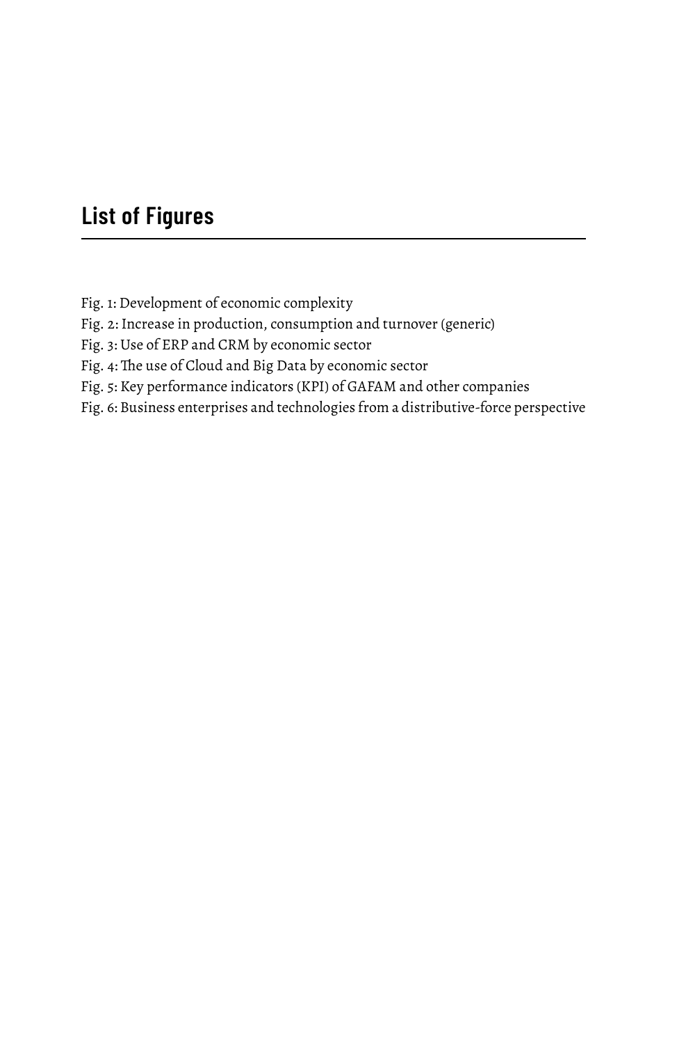# List of Figures

Fig. 1: Development of economic complexity
Fig. 2: Increase in production, consumption and turnover (generic)
Fig. 3: Use of ERP and CRM by economic sector
Fig. 4: The use of Cloud and Big Data by economic sector
Fig. 5: Key performance indicators (KPI) of GAFAM and other companies
Fig. 6: Business enterprises and technologies from a distributive-force perspective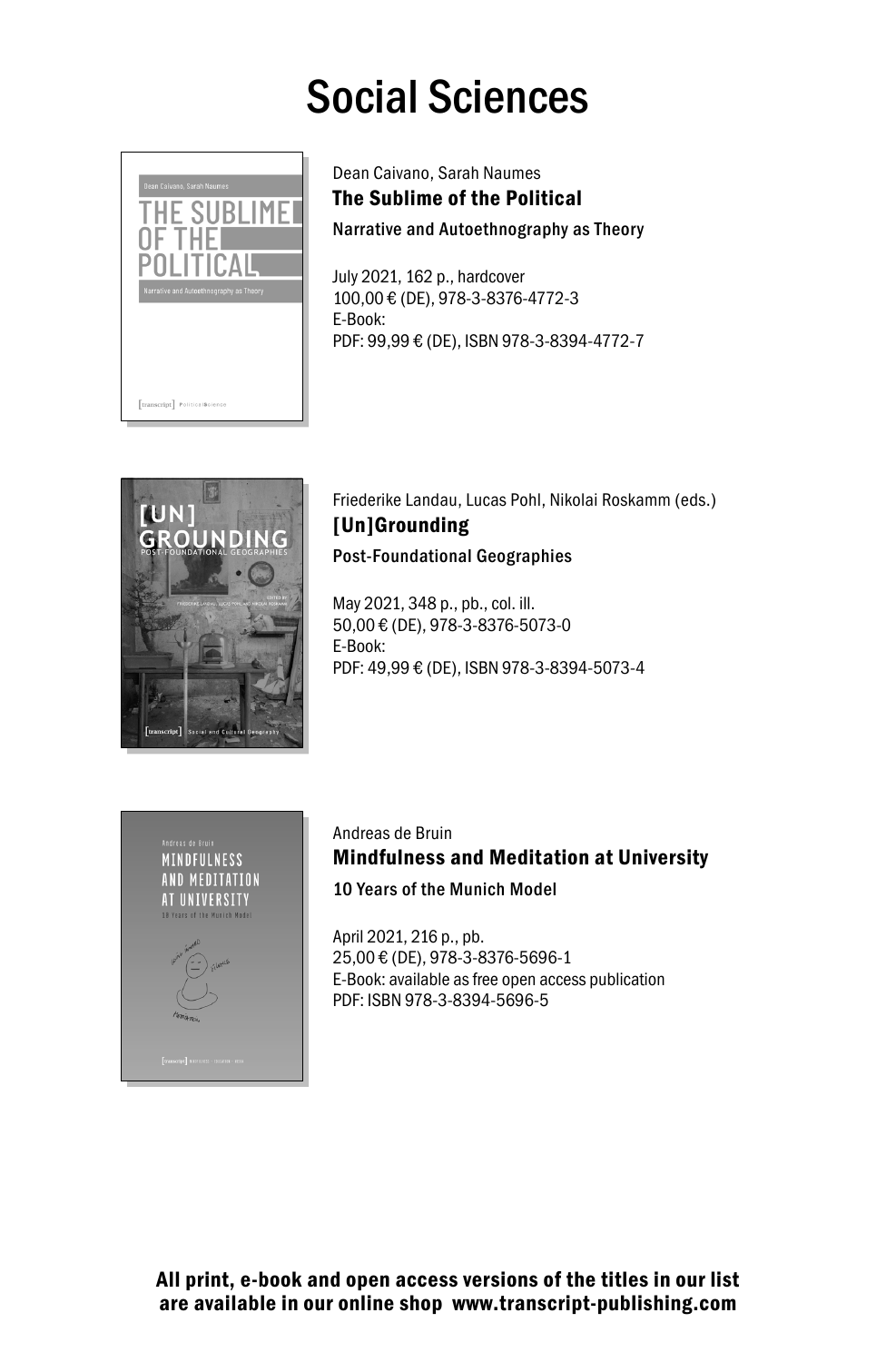# Social Sciences

Dean Caivano, Sarah Naumes

**The Sublime of the Political**

**Narrative and Autoethnography as Theory**

July 2021, 162 p., hardcover
100,00 € (DE), 978-3-8376-4772-3
E-Book:
PDF: 99,99 € (DE), ISBN 978-3-8394-4772-7

Friederike Landau, Lucas Pohl, Nikolai Roskamm (eds.)

**[Un]Grounding**

**Post-Foundational Geographies**

May 2021, 348 p., pb., col. ill.
50,00 € (DE), 978-3-8376-5073-0
E-Book:
PDF: 49,99 € (DE), ISBN 978-3-8394-5073-4

Andreas de Bruin

**Mindfulness and Meditation at University**

**10 Years of the Munich Model**

April 2021, 216 p., pb.
25,00 € (DE), 978-3-8376-5696-1
E-Book: available as free open access publication
PDF: ISBN 978-3-8394-5696-5

**All print, e-book and open access versions of the titles in our list are available in our online shop www.transcript-publishing.com**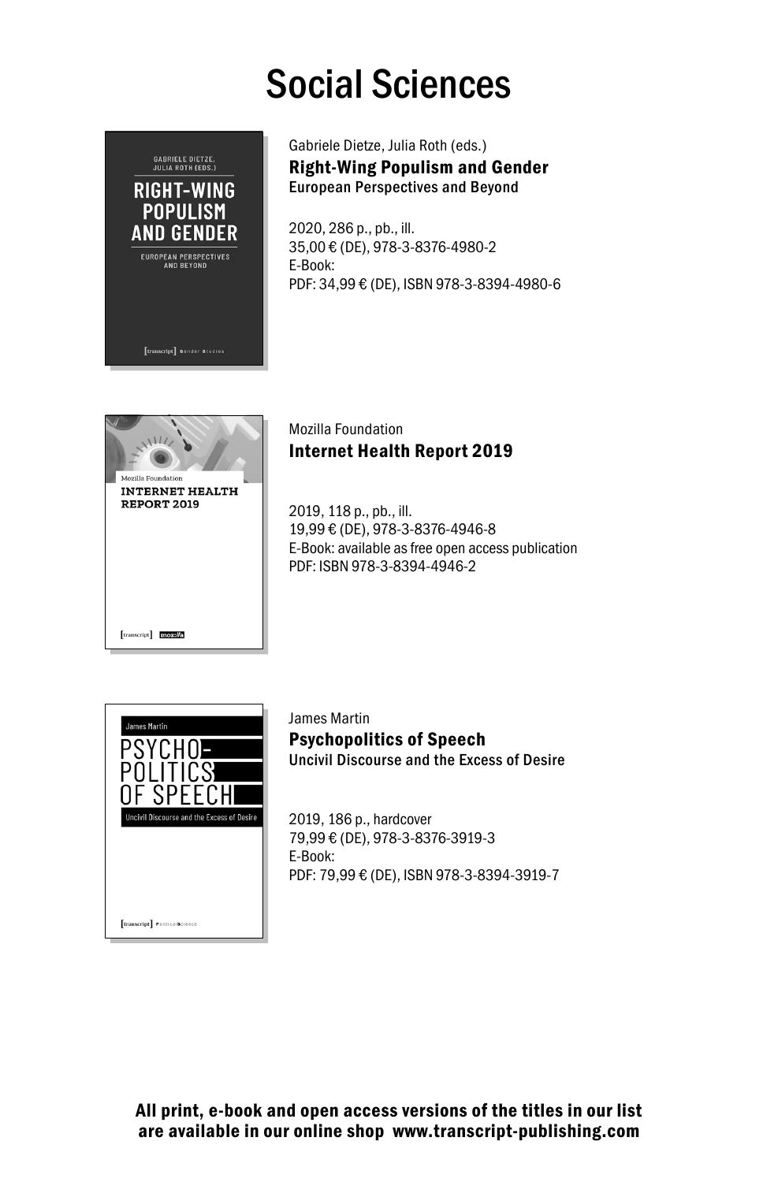# Social Sciences

Gabriele Dietze, Julia Roth (eds.)

**Right-Wing Populism and Gender**
**European Perspectives and Beyond**

2020, 286 p., pb., ill.
35,00 € (DE), 978-3-8376-4980-2
E-Book:
PDF: 34,99 € (DE), ISBN 978-3-8394-4980-6

Mozilla Foundation

**Internet Health Report 2019**

2019, 118 p., pb., ill.
19,99 € (DE), 978-3-8376-4946-8
E-Book: available as free open access publication
PDF: ISBN 978-3-8394-4946-2

James Martin

**Psychopolitics of Speech**
**Uncivil Discourse and the Excess of Desire**

2019, 186 p., hardcover
79,99 € (DE), 978-3-8376-3919-3
E-Book:
PDF: 79,99 € (DE), ISBN 978-3-8394-3919-7

**All print, e-book and open access versions of the titles in our list are available in our online shop www.transcript-publishing.com**